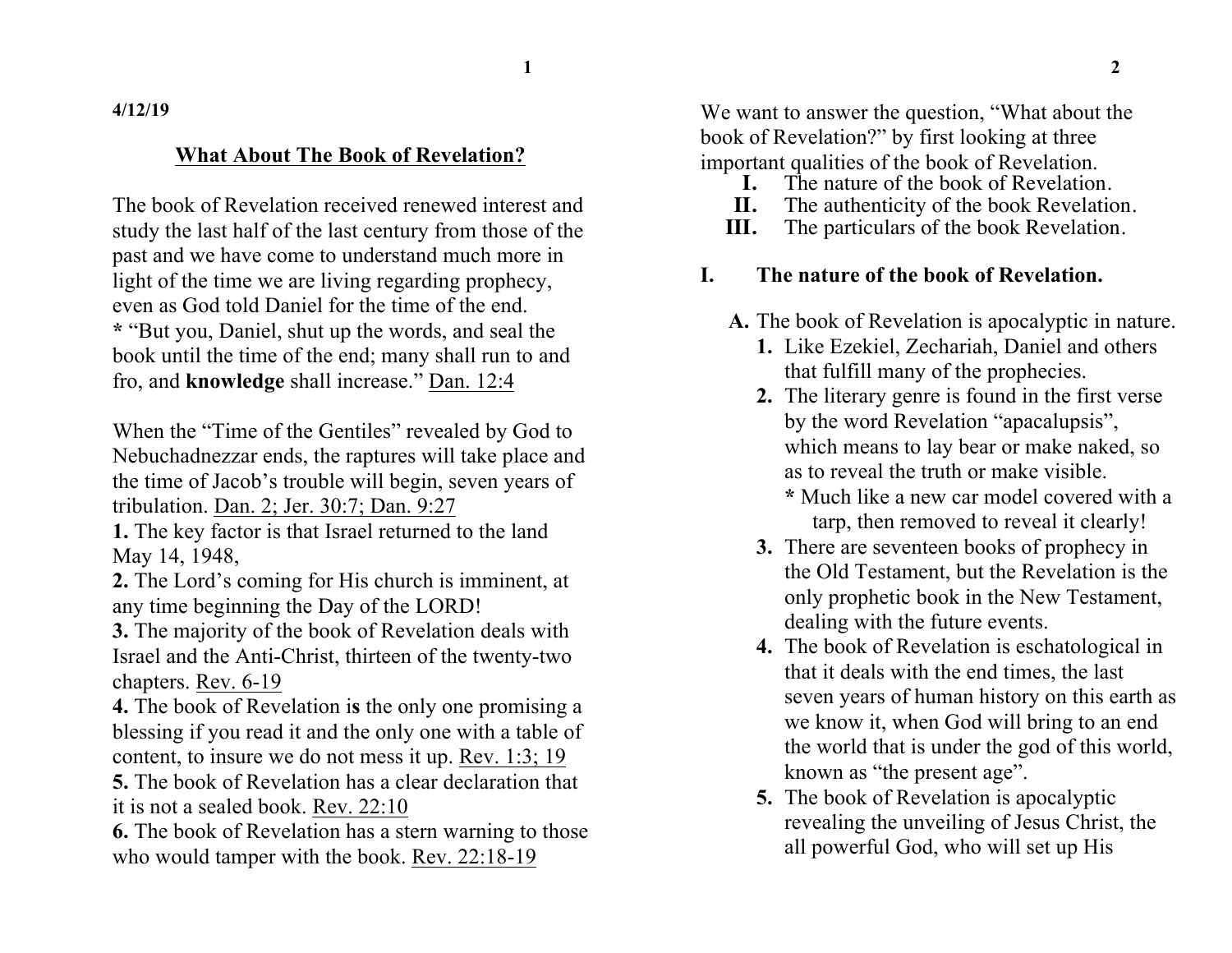4/12/19

## What About The Book of Revelation?

The book of Revelation received renewed interest and study the last half of the last century from those of the past and we have come to understand much more in light of the time we are living regarding prophecy, even as God told Daniel for the time of the end.
**\*** "But you, Daniel, shut up the words, and seal the book until the time of the end; many shall run to and fro, and **knowledge** shall increase." Dan. 12:4

When the "Time of the Gentiles" revealed by God to Nebuchadnezzar ends, the raptures will take place and the time of Jacob's trouble will begin, seven years of tribulation. Dan. 2; Jer. 30:7; Dan. 9:27
**1.** The key factor is that Israel returned to the land May 14, 1948,
**2.** The Lord's coming for His church is imminent, at any time beginning the Day of the LORD!
**3.** The majority of the book of Revelation deals with Israel and the Anti-Christ, thirteen of the twenty-two chapters. Rev. 6-19
**4.** The book of Revelation i**s** the only one promising a blessing if you read it and the only one with a table of content, to insure we do not mess it up. Rev. 1:3; 19
**5.** The book of Revelation has a clear declaration that it is not a sealed book. Rev. 22:10
**6.** The book of Revelation has a stern warning to those who would tamper with the book. Rev. 22:18-19

We want to answer the question, "What about the book of Revelation?" by first looking at three important qualities of the book of Revelation.

- **I.** The nature of the book of Revelation.
- **II.** The authenticity of the book Revelation.
- **III.** The particulars of the book Revelation.

### I. The nature of the book of Revelation.

**A.** The book of Revelation is apocalyptic in nature.

1. Like Ezekiel, Zechariah, Daniel and others that fulfill many of the prophecies.
2. The literary genre is found in the first verse by the word Revelation "apacalupsis", which means to lay bear or make naked, so as to reveal the truth or make visible.
   **\*** Much like a new car model covered with a tarp, then removed to reveal it clearly!
3. There are seventeen books of prophecy in the Old Testament, but the Revelation is the only prophetic book in the New Testament, dealing with the future events.
4. The book of Revelation is eschatological in that it deals with the end times, the last seven years of human history on this earth as we know it, when God will bring to an end the world that is under the god of this world, known as "the present age".
5. The book of Revelation is apocalyptic revealing the unveiling of Jesus Christ, the all powerful God, who will set up His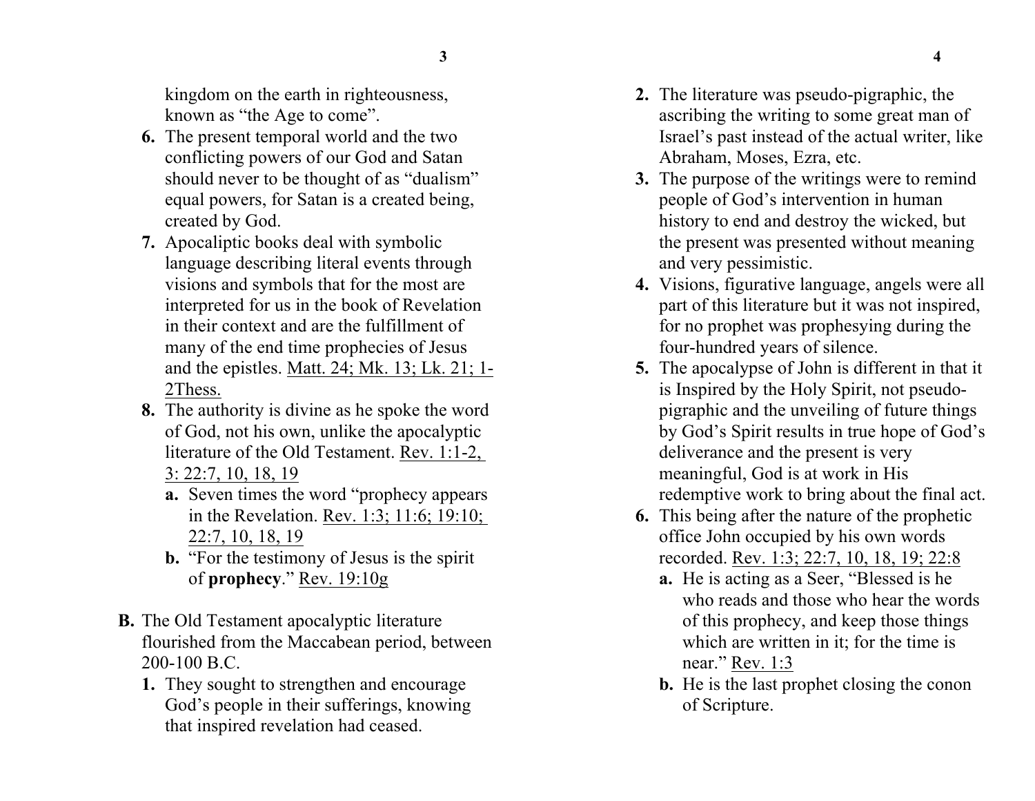kingdom on the earth in righteousness, known as "the Age to come".

6. The present temporal world and the two conflicting powers of our God and Satan should never to be thought of as "dualism" equal powers, for Satan is a created being, created by God.
7. Apocaliptic books deal with symbolic language describing literal events through visions and symbols that for the most are interpreted for us in the book of Revelation in their context and are the fulfillment of many of the end time prophecies of Jesus and the epistles. Matt. 24; Mk. 13; Lk. 21; 1-2Thess.
8. The authority is divine as he spoke the word of God, not his own, unlike the apocalyptic literature of the Old Testament. Rev. 1:1-2, 3: 22:7, 10, 18, 19
   a. Seven times the word "prophecy appears in the Revelation. Rev. 1:3; 11:6; 19:10; 22:7, 10, 18, 19
   b. "For the testimony of Jesus is the spirit of **prophecy**." Rev. 19:10g

B. The Old Testament apocalyptic literature flourished from the Maccabean period, between 200-100 B.C.

1. They sought to strengthen and encourage God's people in their sufferings, knowing that inspired revelation had ceased.
2. The literature was pseudo-pigraphic, the ascribing the writing to some great man of Israel's past instead of the actual writer, like Abraham, Moses, Ezra, etc.
3. The purpose of the writings were to remind people of God's intervention in human history to end and destroy the wicked, but the present was presented without meaning and very pessimistic.
4. Visions, figurative language, angels were all part of this literature but it was not inspired, for no prophet was prophesying during the four-hundred years of silence.
5. The apocalypse of John is different in that it is Inspired by the Holy Spirit, not pseudo-pigraphic and the unveiling of future things by God's Spirit results in true hope of God's deliverance and the present is very meaningful, God is at work in His redemptive work to bring about the final act.
6. This being after the nature of the prophetic office John occupied by his own words recorded. Rev. 1:3; 22:7, 10, 18, 19; 22:8
   a. He is acting as a Seer, "Blessed is he who reads and those who hear the words of this prophecy, and keep those things which are written in it; for the time is near." Rev. 1:3
   b. He is the last prophet closing the conon of Scripture.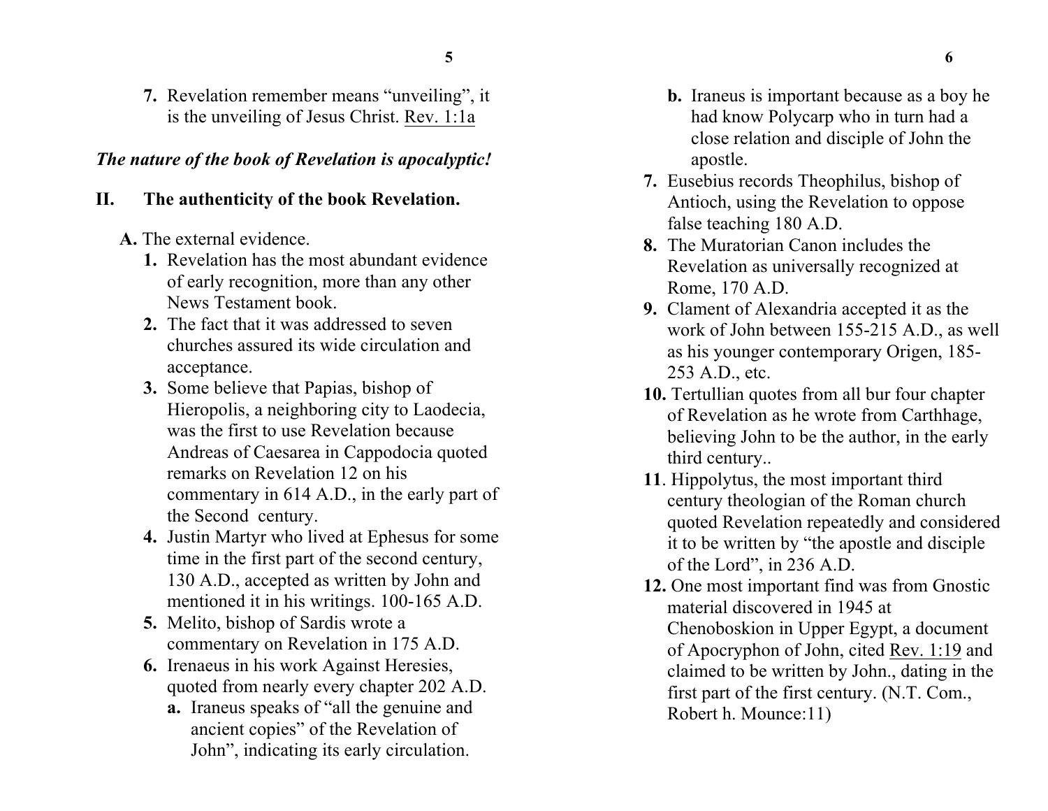7. Revelation remember means "unveiling", it is the unveiling of Jesus Christ. Rev. 1:1a

***The nature of the book of Revelation is apocalyptic!***

## II. The authenticity of the book Revelation.

**A.** The external evidence.

1. Revelation has the most abundant evidence of early recognition, more than any other News Testament book.
2. The fact that it was addressed to seven churches assured its wide circulation and acceptance.
3. Some believe that Papias, bishop of Hieropolis, a neighboring city to Laodecia, was the first to use Revelation because Andreas of Caesarea in Cappodocia quoted remarks on Revelation 12 on his commentary in 614 A.D., in the early part of the Second century.
4. Justin Martyr who lived at Ephesus for some time in the first part of the second century, 130 A.D., accepted as written by John and mentioned it in his writings. 100-165 A.D.
5. Melito, bishop of Sardis wrote a commentary on Revelation in 175 A.D.
6. Irenaeus in his work Against Heresies, quoted from nearly every chapter 202 A.D.
   - **a.** Iraneus speaks of "all the genuine and ancient copies" of the Revelation of John", indicating its early circulation.
   - **b.** Iraneus is important because as a boy he had know Polycarp who in turn had a close relation and disciple of John the apostle.
7. Eusebius records Theophilus, bishop of Antioch, using the Revelation to oppose false teaching 180 A.D.
8. The Muratorian Canon includes the Revelation as universally recognized at Rome, 170 A.D.
9. Clament of Alexandria accepted it as the work of John between 155-215 A.D., as well as his younger contemporary Origen, 185-253 A.D., etc.
10. Tertullian quotes from all bur four chapter of Revelation as he wrote from Carthhage, believing John to be the author, in the early third century..
11. Hippolytus, the most important third century theologian of the Roman church quoted Revelation repeatedly and considered it to be written by "the apostle and disciple of the Lord", in 236 A.D.
12. One most important find was from Gnostic material discovered in 1945 at Chenoboskion in Upper Egypt, a document of Apocryphon of John, cited Rev. 1:19 and claimed to be written by John., dating in the first part of the first century. (N.T. Com., Robert h. Mounce:11)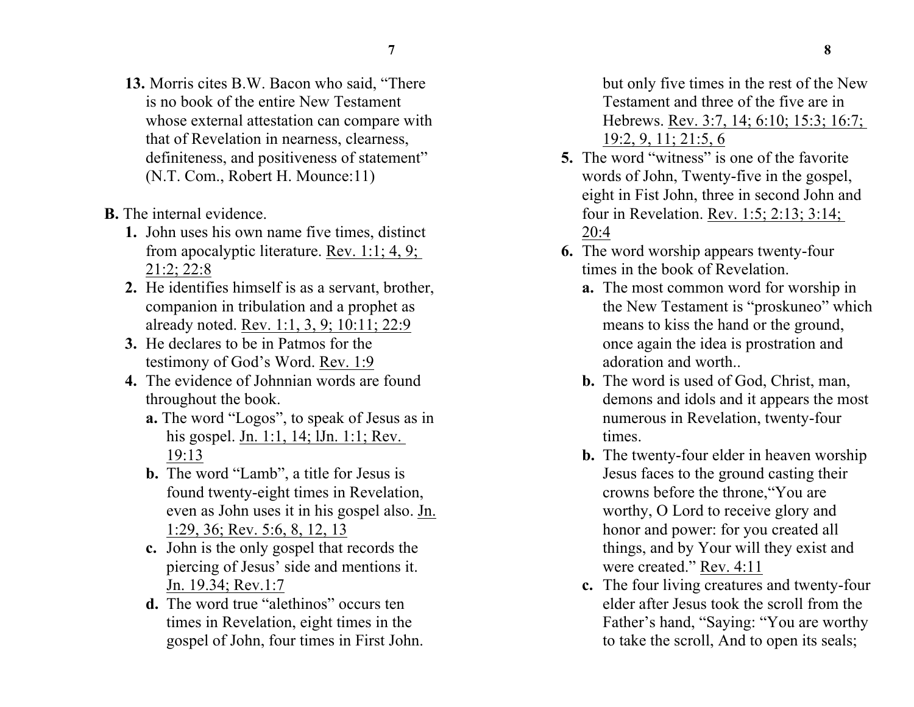**13.** Morris cites B.W. Bacon who said, "There is no book of the entire New Testament whose external attestation can compare with that of Revelation in nearness, clearness, definiteness, and positiveness of statement" (N.T. Com., Robert H. Mounce:11)

**B.** The internal evidence.

**1.** John uses his own name five times, distinct from apocalyptic literature. Rev. 1:1; 4, 9; 21:2; 22:8

**2.** He identifies himself is as a servant, brother, companion in tribulation and a prophet as already noted. Rev. 1:1, 3, 9; 10:11; 22:9

**3.** He declares to be in Patmos for the testimony of God's Word. Rev. 1:9

**4.** The evidence of Johnnian words are found throughout the book.

**a.** The word "Logos", to speak of Jesus as in his gospel. Jn. 1:1, 14; lJn. 1:1; Rev. 19:13

**b.** The word "Lamb", a title for Jesus is found twenty-eight times in Revelation, even as John uses it in his gospel also. Jn. 1:29, 36; Rev. 5:6, 8, 12, 13

**c.** John is the only gospel that records the piercing of Jesus' side and mentions it. Jn. 19.34; Rev.1:7

**d.** The word true "alethinos" occurs ten times in Revelation, eight times in the gospel of John, four times in First John. but only five times in the rest of the New Testament and three of the five are in Hebrews. Rev. 3:7, 14; 6:10; 15:3; 16:7; 19:2, 9, 11; 21:5, 6

**5.** The word "witness" is one of the favorite words of John, Twenty-five in the gospel, eight in Fist John, three in second John and four in Revelation. Rev. 1:5; 2:13; 3:14; 20:4

**6.** The word worship appears twenty-four times in the book of Revelation.

**a.** The most common word for worship in the New Testament is "proskuneo" which means to kiss the hand or the ground, once again the idea is prostration and adoration and worth..

**b.** The word is used of God, Christ, man, demons and idols and it appears the most numerous in Revelation, twenty-four times.

**b.** The twenty-four elder in heaven worship Jesus faces to the ground casting their crowns before the throne,"You are worthy, O Lord to receive glory and honor and power: for you created all things, and by Your will they exist and were created." Rev. 4:11

**c.** The four living creatures and twenty-four elder after Jesus took the scroll from the Father's hand, "Saying: "You are worthy to take the scroll, And to open its seals;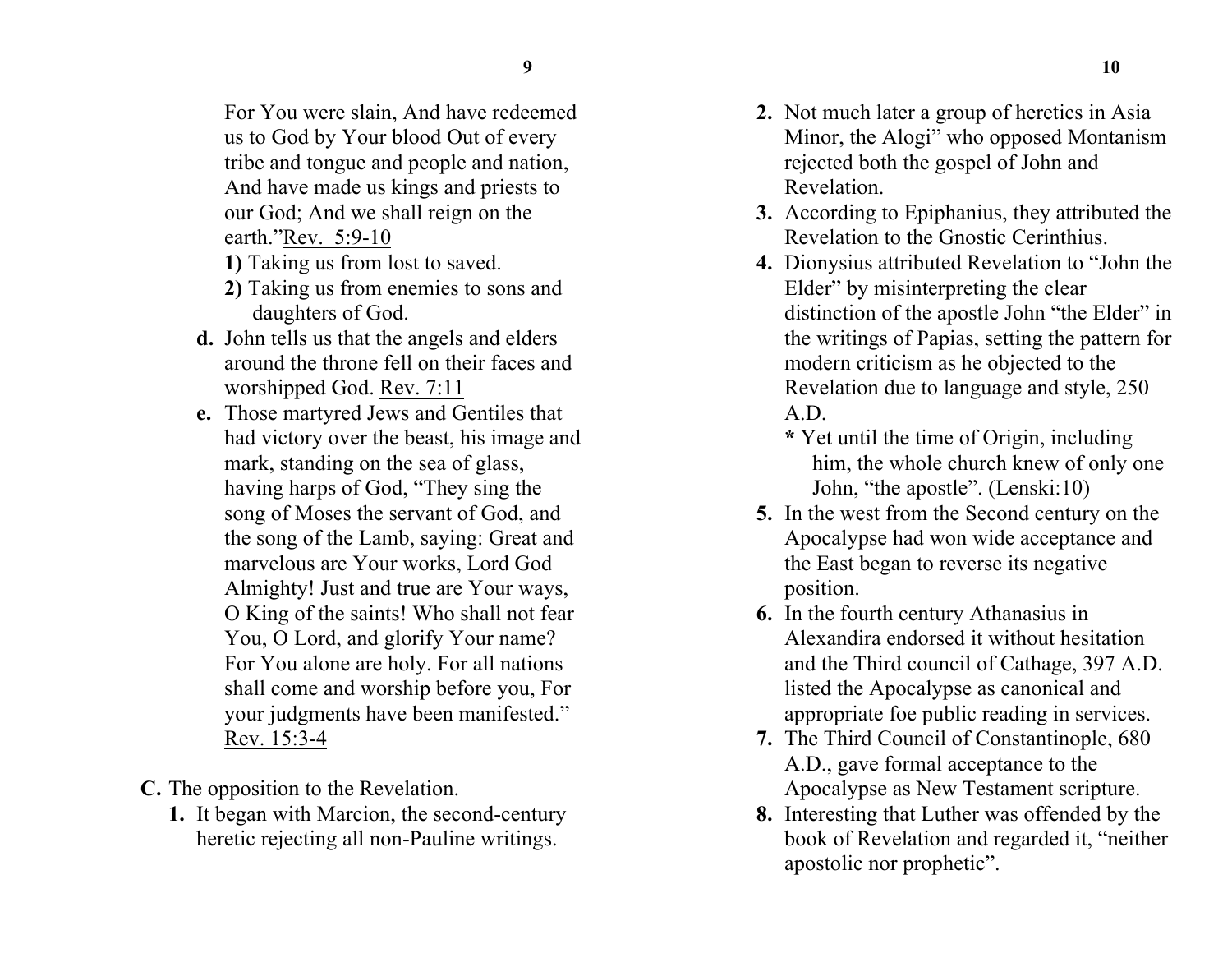For You were slain, And have redeemed us to God by Your blood Out of every tribe and tongue and people and nation, And have made us kings and priests to our God; And we shall reign on the earth."Rev. 5:9-10

**1)** Taking us from lost to saved.

**2)** Taking us from enemies to sons and daughters of God.

**d.** John tells us that the angels and elders around the throne fell on their faces and worshipped God. Rev. 7:11

**e.** Those martyred Jews and Gentiles that had victory over the beast, his image and mark, standing on the sea of glass, having harps of God, "They sing the song of Moses the servant of God, and the song of the Lamb, saying: Great and marvelous are Your works, Lord God Almighty! Just and true are Your ways, O King of the saints! Who shall not fear You, O Lord, and glorify Your name? For You alone are holy. For all nations shall come and worship before you, For your judgments have been manifested." Rev. 15:3-4

**C.** The opposition to the Revelation.

**1.** It began with Marcion, the second-century heretic rejecting all non-Pauline writings.

**2.** Not much later a group of heretics in Asia Minor, the Alogi" who opposed Montanism rejected both the gospel of John and Revelation.

**3.** According to Epiphanius, they attributed the Revelation to the Gnostic Cerinthius.

**4.** Dionysius attributed Revelation to "John the Elder" by misinterpreting the clear distinction of the apostle John "the Elder" in the writings of Papias, setting the pattern for modern criticism as he objected to the Revelation due to language and style, 250 A.D.

**\*** Yet until the time of Origin, including him, the whole church knew of only one John, "the apostle". (Lenski:10)

**5.** In the west from the Second century on the Apocalypse had won wide acceptance and the East began to reverse its negative position.

**6.** In the fourth century Athanasius in Alexandira endorsed it without hesitation and the Third council of Cathage, 397 A.D. listed the Apocalypse as canonical and appropriate foe public reading in services.

**7.** The Third Council of Constantinople, 680 A.D., gave formal acceptance to the Apocalypse as New Testament scripture.

**8.** Interesting that Luther was offended by the book of Revelation and regarded it, "neither apostolic nor prophetic".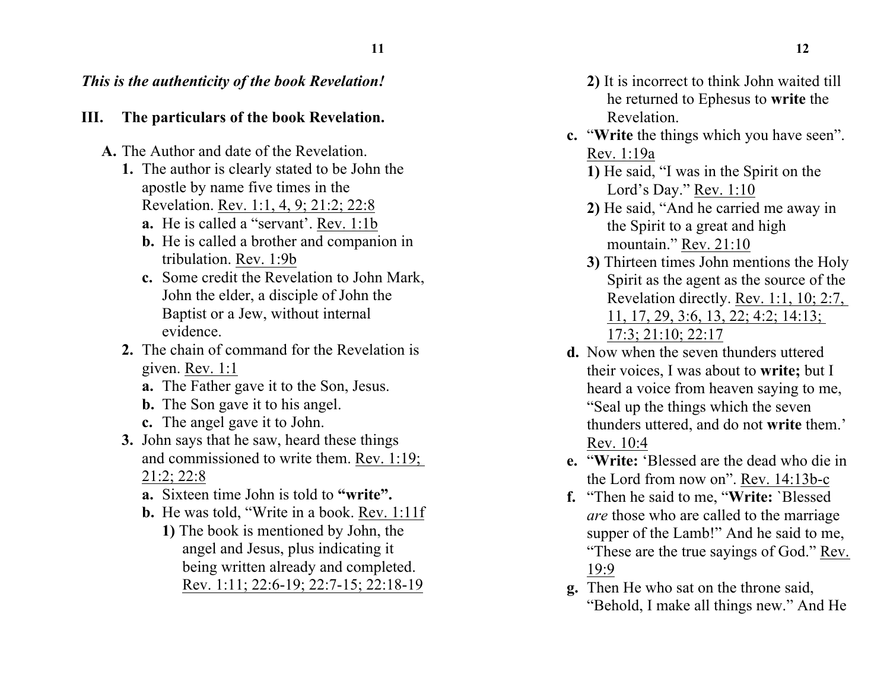*This is the authenticity of the book Revelation!*

## III. The particulars of the book Revelation.

**A.** The Author and date of the Revelation.

**1.** The author is clearly stated to be John the apostle by name five times in the Revelation. Rev. 1:1, 4, 9; 21:2; 22:8

**a.** He is called a "servant'. Rev. 1:1b

**b.** He is called a brother and companion in tribulation. Rev. 1:9b

**c.** Some credit the Revelation to John Mark, John the elder, a disciple of John the Baptist or a Jew, without internal evidence.

**2.** The chain of command for the Revelation is given. Rev. 1:1

**a.** The Father gave it to the Son, Jesus.

**b.** The Son gave it to his angel.

**c.** The angel gave it to John.

**3.** John says that he saw, heard these things and commissioned to write them. Rev. 1:19; 21:2; 22:8

**a.** Sixteen time John is told to **"write".**

**b.** He was told, "Write in a book. Rev. 1:11f

**1)** The book is mentioned by John, the angel and Jesus, plus indicating it being written already and completed. Rev. 1:11; 22:6-19; 22:7-15; 22:18-19

**2)** It is incorrect to think John waited till he returned to Ephesus to **write** the Revelation.

**c.** "**Write** the things which you have seen". Rev. 1:19a

**1)** He said, "I was in the Spirit on the Lord's Day." Rev. 1:10

**2)** He said, "And he carried me away in the Spirit to a great and high mountain." Rev. 21:10

**3)** Thirteen times John mentions the Holy Spirit as the agent as the source of the Revelation directly. Rev. 1:1, 10; 2:7, 11, 17, 29, 3:6, 13, 22; 4:2; 14:13; 17:3; 21:10; 22:17

**d.** Now when the seven thunders uttered their voices, I was about to **write;** but I heard a voice from heaven saying to me, "Seal up the things which the seven thunders uttered, and do not **write** them.' Rev. 10:4

**e.** "**Write:** 'Blessed are the dead who die in the Lord from now on". Rev. 14:13b-c

**f.** "Then he said to me, "**Write:** `Blessed *are* those who are called to the marriage supper of the Lamb!" And he said to me, "These are the true sayings of God." Rev. 19:9

**g.** Then He who sat on the throne said, "Behold, I make all things new." And He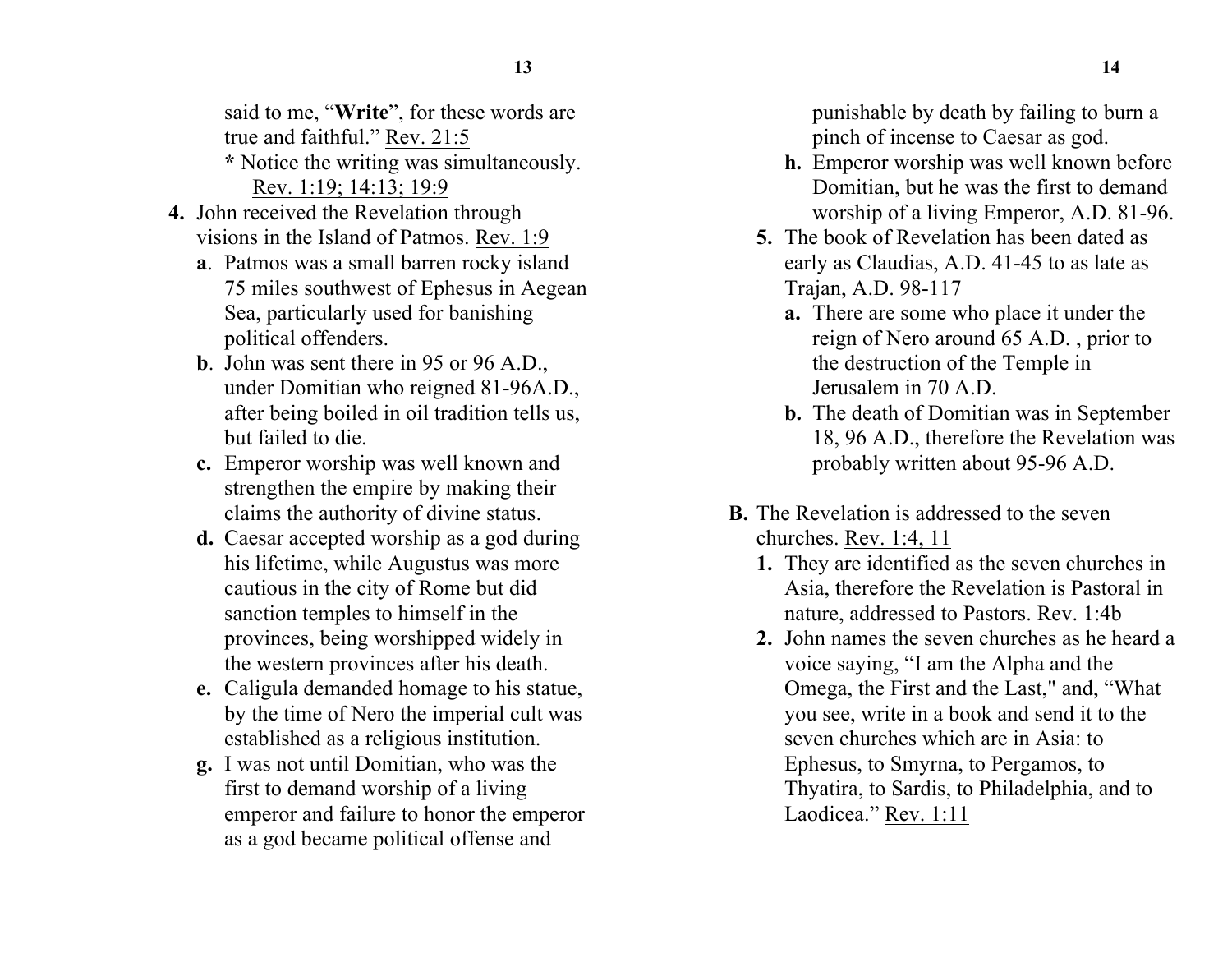said to me, "**Write**", for these words are true and faithful." Rev. 21:5

* Notice the writing was simultaneously. Rev. 1:19; 14:13; 19:9

4. John received the Revelation through visions in the Island of Patmos. Rev. 1:9
   - **a**. Patmos was a small barren rocky island 75 miles southwest of Ephesus in Aegean Sea, particularly used for banishing political offenders.
   - **b**. John was sent there in 95 or 96 A.D., under Domitian who reigned 81-96A.D., after being boiled in oil tradition tells us, but failed to die.
   - **c.** Emperor worship was well known and strengthen the empire by making their claims the authority of divine status.
   - **d.** Caesar accepted worship as a god during his lifetime, while Augustus was more cautious in the city of Rome but did sanction temples to himself in the provinces, being worshipped widely in the western provinces after his death.
   - **e.** Caligula demanded homage to his statue, by the time of Nero the imperial cult was established as a religious institution.
   - **g.** I was not until Domitian, who was the first to demand worship of a living emperor and failure to honor the emperor as a god became political offense and punishable by death by failing to burn a pinch of incense to Caesar as god.
   - **h.** Emperor worship was well known before Domitian, but he was the first to demand worship of a living Emperor, A.D. 81-96.
5. The book of Revelation has been dated as early as Claudias, A.D. 41-45 to as late as Trajan, A.D. 98-117
   - **a.** There are some who place it under the reign of Nero around 65 A.D. , prior to the destruction of the Temple in Jerusalem in 70 A.D.
   - **b.** The death of Domitian was in September 18, 96 A.D., therefore the Revelation was probably written about 95-96 A.D.

**B.** The Revelation is addressed to the seven churches. Rev. 1:4, 11

1. They are identified as the seven churches in Asia, therefore the Revelation is Pastoral in nature, addressed to Pastors. Rev. 1:4b
2. John names the seven churches as he heard a voice saying, "I am the Alpha and the Omega, the First and the Last," and, "What you see, write in a book and send it to the seven churches which are in Asia: to Ephesus, to Smyrna, to Pergamos, to Thyatira, to Sardis, to Philadelphia, and to Laodicea." Rev. 1:11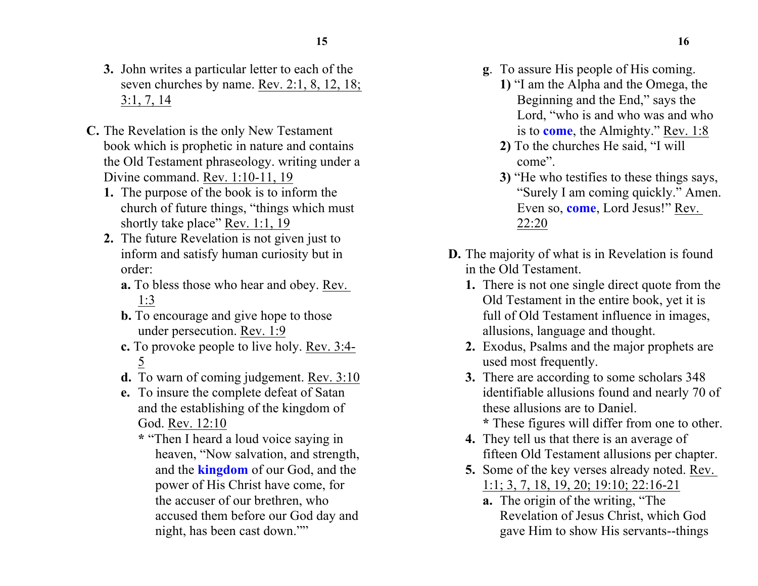3. John writes a particular letter to each of the seven churches by name. Rev. 2:1, 8, 12, 18; 3:1, 7, 14

**C.** The Revelation is the only New Testament book which is prophetic in nature and contains the Old Testament phraseology. writing under a Divine command. Rev. 1:10-11, 19

1. The purpose of the book is to inform the church of future things, "things which must shortly take place" Rev. 1:1, 19
2. The future Revelation is not given just to inform and satisfy human curiosity but in order:
   - **a.** To bless those who hear and obey. Rev. 1:3
   - **b.** To encourage and give hope to those under persecution. Rev. 1:9
   - **c.** To provoke people to live holy. Rev. 3:4-5
   - **d.** To warn of coming judgement. Rev. 3:10
   - **e.** To insure the complete defeat of Satan and the establishing of the kingdom of God. Rev. 12:10
     - * "Then I heard a loud voice saying in heaven, "Now salvation, and strength, and the **kingdom** of our God, and the power of His Christ have come, for the accuser of our brethren, who accused them before our God day and night, has been cast down.""
   - **g**. To assure His people of His coming.
     1. "I am the Alpha and the Omega, the Beginning and the End," says the Lord, "who is and who was and who is to **come**, the Almighty." Rev. 1:8
     2. To the churches He said, "I will come".
     3. "He who testifies to these things says, "Surely I am coming quickly." Amen. Even so, **come**, Lord Jesus!" Rev. 22:20

**D.** The majority of what is in Revelation is found in the Old Testament.

1. There is not one single direct quote from the Old Testament in the entire book, yet it is full of Old Testament influence in images, allusions, language and thought.
2. Exodus, Psalms and the major prophets are used most frequently.
3. There are according to some scholars 348 identifiable allusions found and nearly 70 of these allusions are to Daniel.
   - * These figures will differ from one to other.
4. They tell us that there is an average of fifteen Old Testament allusions per chapter.
5. Some of the key verses already noted. Rev. 1:1; 3, 7, 18, 19, 20; 19:10; 22:16-21
   - **a.** The origin of the writing, "The Revelation of Jesus Christ, which God gave Him to show His servants--things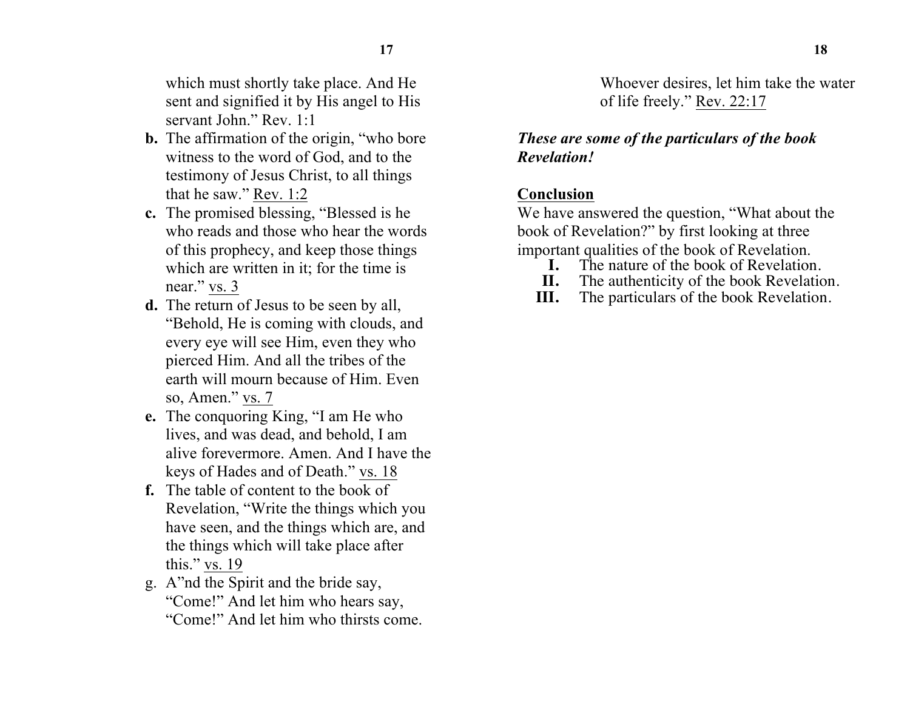which must shortly take place. And He sent and signified it by His angel to His servant John." Rev. 1:1

**b.** The affirmation of the origin, "who bore witness to the word of God, and to the testimony of Jesus Christ, to all things that he saw." Rev. 1:2

**c.** The promised blessing, "Blessed is he who reads and those who hear the words of this prophecy, and keep those things which are written in it; for the time is near." vs. 3

**d.** The return of Jesus to be seen by all, "Behold, He is coming with clouds, and every eye will see Him, even they who pierced Him. And all the tribes of the earth will mourn because of Him. Even so, Amen." vs. 7

**e.** The conquoring King, "I am He who lives, and was dead, and behold, I am alive forevermore. Amen. And I have the keys of Hades and of Death." vs. 18

**f.** The table of content to the book of Revelation, "Write the things which you have seen, and the things which are, and the things which will take place after this." vs. 19

g. A"nd the Spirit and the bride say, "Come!" And let him who hears say, "Come!" And let him who thirsts come. Whoever desires, let him take the water of life freely." Rev. 22:17

***These are some of the particulars of the book Revelation!***

**Conclusion**

We have answered the question, "What about the book of Revelation?" by first looking at three important qualities of the book of Revelation.

**I.** The nature of the book of Revelation.
**II.** The authenticity of the book Revelation.
**III.** The particulars of the book Revelation.